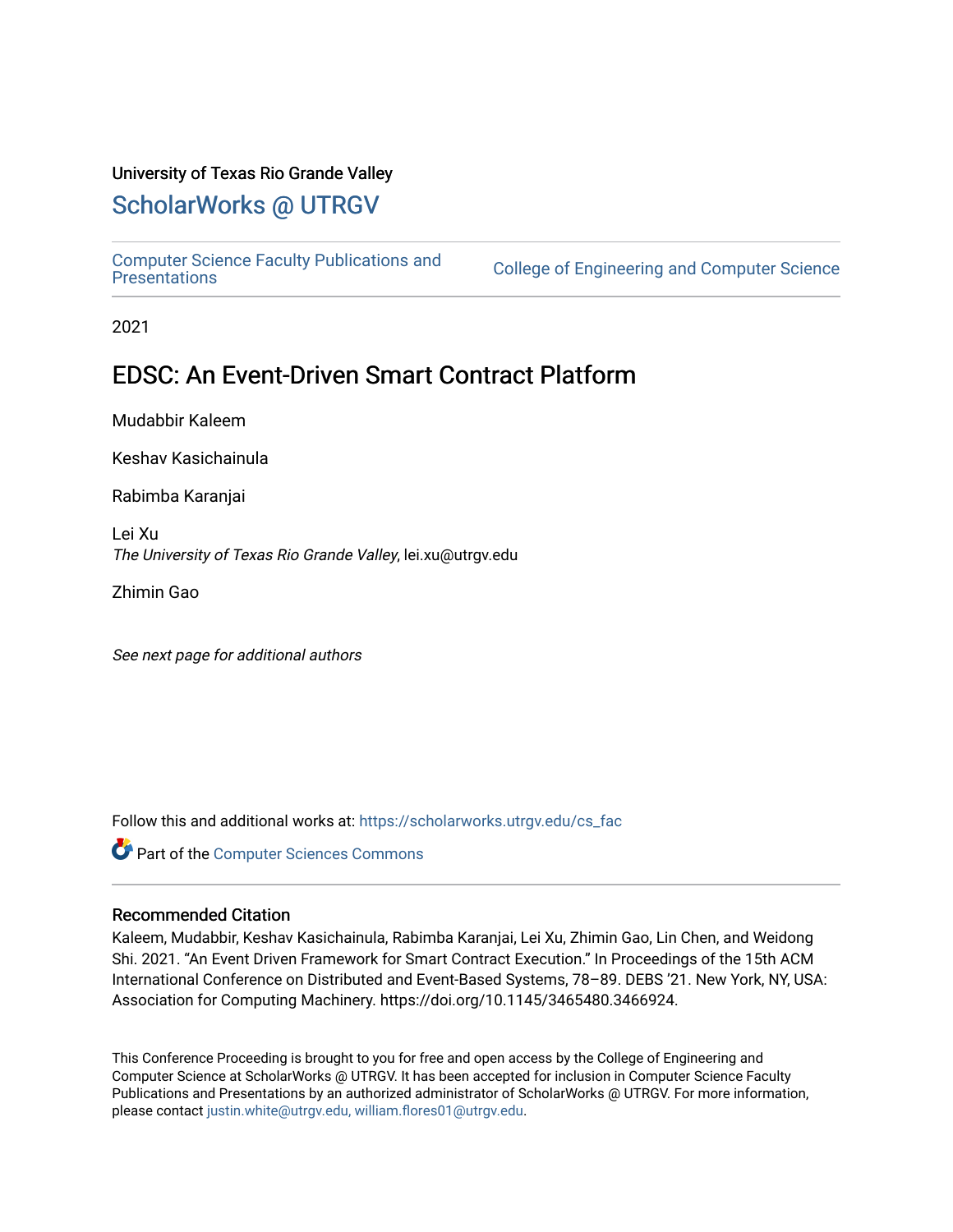University of Texas Rio Grande Valley

## ScholarWorks @ UTRGV

Computer Science Faculty Publications and Presentations

College of Engineering and Computer Science

2021

# EDSC: An Event-Driven Smart Contract Platform

Mudabbir Kaleem

Keshav Kasichainula

Rabimba Karanjai

Lei Xu
*The University of Texas Rio Grande Valley*, lei.xu@utrgv.edu

Zhimin Gao

*See next page for additional authors*

Follow this and additional works at: https://scholarworks.utrgv.edu/cs_fac

Part of the Computer Sciences Commons

### Recommended Citation

Kaleem, Mudabbir, Keshav Kasichainula, Rabimba Karanjai, Lei Xu, Zhimin Gao, Lin Chen, and Weidong Shi. 2021. "An Event Driven Framework for Smart Contract Execution." In Proceedings of the 15th ACM International Conference on Distributed and Event-Based Systems, 78–89. DEBS '21. New York, NY, USA: Association for Computing Machinery. https://doi.org/10.1145/3465480.3466924.

This Conference Proceeding is brought to you for free and open access by the College of Engineering and Computer Science at ScholarWorks @ UTRGV. It has been accepted for inclusion in Computer Science Faculty Publications and Presentations by an authorized administrator of ScholarWorks @ UTRGV. For more information, please contact justin.white@utrgv.edu, william.flores01@utrgv.edu.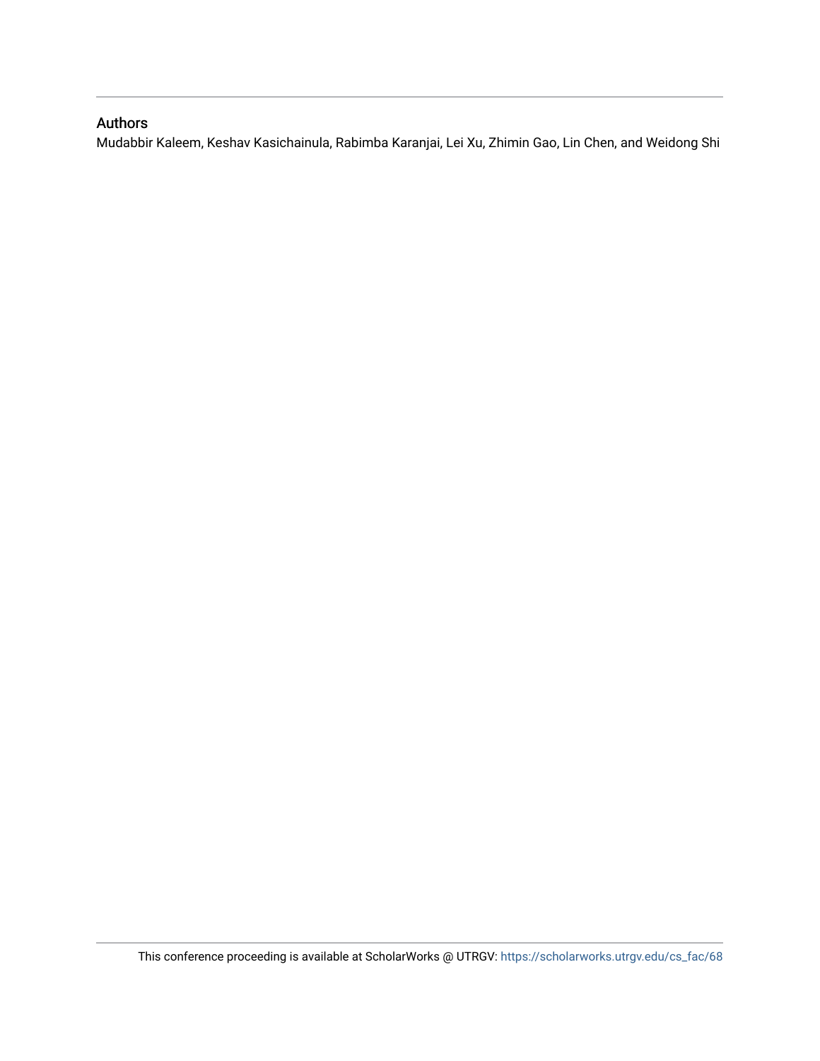## Authors

Mudabbir Kaleem, Keshav Kasichainula, Rabimba Karanjai, Lei Xu, Zhimin Gao, Lin Chen, and Weidong Shi

This conference proceeding is available at ScholarWorks @ UTRGV: https://scholarworks.utrgv.edu/cs_fac/68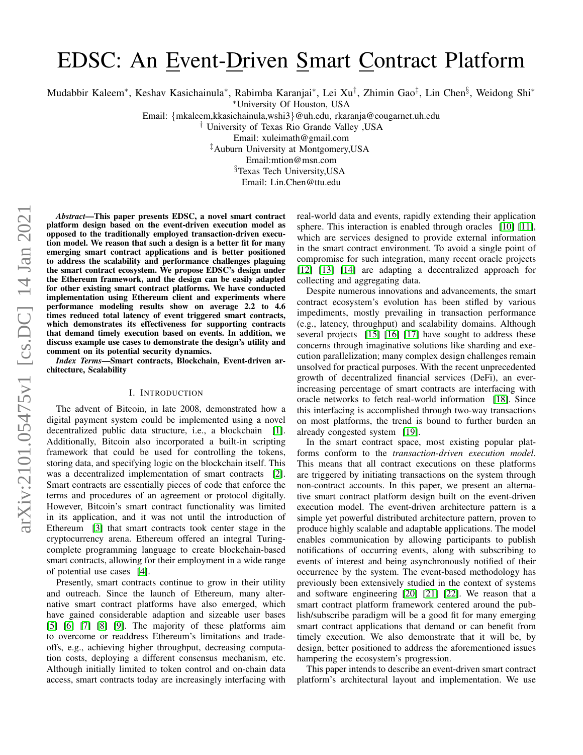# EDSC: An Event-Driven Smart Contract Platform

Mudabbir Kaleem*, Keshav Kasichainula*, Rabimba Karanjai*, Lei Xu†, Zhimin Gao‡, Lin Chen§, Weidong Shi*

*University Of Houston, USA

Email: {mkaleem,kkasichainula,wshi3}@uh.edu, rkaranja@cougarnet.uh.edu

† University of Texas Rio Grande Valley ,USA

Email: xuleimath@gmail.com

‡Auburn University at Montgomery,USA

Email:mtion@msn.com

§Texas Tech University,USA

Email: Lin.Chen@ttu.edu

***Abstract*—This paper presents EDSC, a novel smart contract platform design based on the event-driven execution model as opposed to the traditionally employed transaction-driven execution model. We reason that such a design is a better fit for many emerging smart contract applications and is better positioned to address the scalability and performance challenges plaguing the smart contract ecosystem. We propose EDSC's design under the Ethereum framework, and the design can be easily adapted for other existing smart contract platforms. We have conducted implementation using Ethereum client and experiments where performance modeling results show on average 2.2 to 4.6 times reduced total latency of event triggered smart contracts, which demonstrates its effectiveness for supporting contracts that demand timely execution based on events. In addition, we discuss example use cases to demonstrate the design's utility and comment on its potential security dynamics.**

***Index Terms*—Smart contracts, Blockchain, Event-driven architecture, Scalability**

## I. Introduction

The advent of Bitcoin, in late 2008, demonstrated how a digital payment system could be implemented using a novel decentralized public data structure, i.e., a blockchain [1]. Additionally, Bitcoin also incorporated a built-in scripting framework that could be used for controlling the tokens, storing data, and specifying logic on the blockchain itself. This was a decentralized implementation of smart contracts [2]. Smart contracts are essentially pieces of code that enforce the terms and procedures of an agreement or protocol digitally. However, Bitcoin's smart contract functionality was limited in its application, and it was not until the introduction of Ethereum [3] that smart contracts took center stage in the cryptocurrency arena. Ethereum offered an integral Turing-complete programming language to create blockchain-based smart contracts, allowing for their employment in a wide range of potential use cases [4].

Presently, smart contracts continue to grow in their utility and outreach. Since the launch of Ethereum, many alternative smart contract platforms have also emerged, which have gained considerable adaption and sizeable user bases [5] [6] [7] [8] [9]. The majority of these platforms aim to overcome or readdress Ethereum's limitations and trade-offs, e.g., achieving higher throughput, decreasing computation costs, deploying a different consensus mechanism, etc. Although initially limited to token control and on-chain data access, smart contracts today are increasingly interfacing with real-world data and events, rapidly extending their application sphere. This interaction is enabled through oracles [10] [11], which are services designed to provide external information in the smart contract environment. To avoid a single point of compromise for such integration, many recent oracle projects [12] [13] [14] are adapting a decentralized approach for collecting and aggregating data.

Despite numerous innovations and advancements, the smart contract ecosystem's evolution has been stifled by various impediments, mostly prevailing in transaction performance (e.g., latency, throughput) and scalability domains. Although several projects [15] [16] [17] have sought to address these concerns through imaginative solutions like sharding and execution parallelization; many complex design challenges remain unsolved for practical purposes. With the recent unprecedented growth of decentralized financial services (DeFi), an ever-increasing percentage of smart contracts are interfacing with oracle networks to fetch real-world information [18]. Since this interfacing is accomplished through two-way transactions on most platforms, the trend is bound to further burden an already congested system [19].

In the smart contract space, most existing popular platforms conform to the *transaction-driven execution model*. This means that all contract executions on these platforms are triggered by initiating transactions on the system through non-contract accounts. In this paper, we present an alternative smart contract platform design built on the event-driven execution model. The event-driven architecture pattern is a simple yet powerful distributed architecture pattern, proven to produce highly scalable and adaptable applications. The model enables communication by allowing participants to publish notifications of occurring events, along with subscribing to events of interest and being asynchronously notified of their occurrence by the system. The event-based methodology has previously been extensively studied in the context of systems and software engineering [20] [21] [22]. We reason that a smart contract platform framework centered around the publish/subscribe paradigm will be a good fit for many emerging smart contract applications that demand or can benefit from timely execution. We also demonstrate that it will be, by design, better positioned to address the aforementioned issues hampering the ecosystem's progression.

This paper intends to describe an event-driven smart contract platform's architectural layout and implementation. We use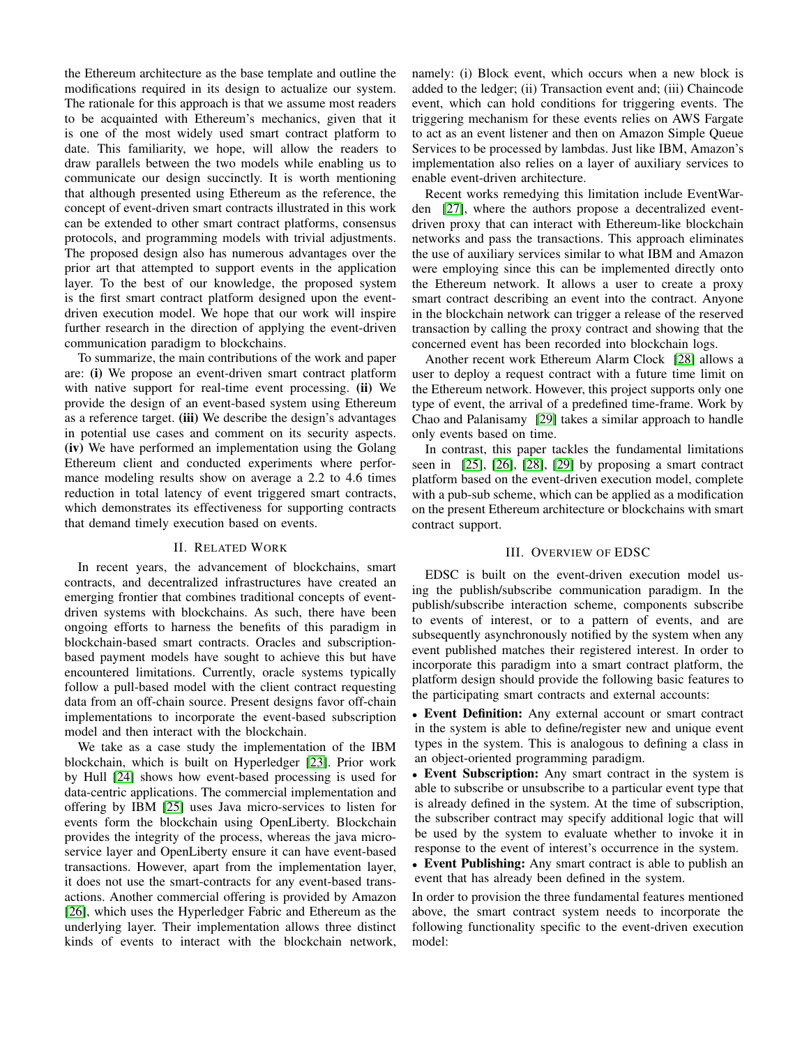the Ethereum architecture as the base template and outline the modifications required in its design to actualize our system. The rationale for this approach is that we assume most readers to be acquainted with Ethereum's mechanics, given that it is one of the most widely used smart contract platform to date. This familiarity, we hope, will allow the readers to draw parallels between the two models while enabling us to communicate our design succinctly. It is worth mentioning that although presented using Ethereum as the reference, the concept of event-driven smart contracts illustrated in this work can be extended to other smart contract platforms, consensus protocols, and programming models with trivial adjustments. The proposed design also has numerous advantages over the prior art that attempted to support events in the application layer. To the best of our knowledge, the proposed system is the first smart contract platform designed upon the event-driven execution model. We hope that our work will inspire further research in the direction of applying the event-driven communication paradigm to blockchains.

To summarize, the main contributions of the work and paper are: **(i)** We propose an event-driven smart contract platform with native support for real-time event processing. **(ii)** We provide the design of an event-based system using Ethereum as a reference target. **(iii)** We describe the design's advantages in potential use cases and comment on its security aspects. **(iv)** We have performed an implementation using the Golang Ethereum client and conducted experiments where performance modeling results show on average a 2.2 to 4.6 times reduction in total latency of event triggered smart contracts, which demonstrates its effectiveness for supporting contracts that demand timely execution based on events.

## II. Related Work

In recent years, the advancement of blockchains, smart contracts, and decentralized infrastructures have created an emerging frontier that combines traditional concepts of event-driven systems with blockchains. As such, there have been ongoing efforts to harness the benefits of this paradigm in blockchain-based smart contracts. Oracles and subscription-based payment models have sought to achieve this but have encountered limitations. Currently, oracle systems typically follow a pull-based model with the client contract requesting data from an off-chain source. Present designs favor off-chain implementations to incorporate the event-based subscription model and then interact with the blockchain.

We take as a case study the implementation of the IBM blockchain, which is built on Hyperledger [23]. Prior work by Hull [24] shows how event-based processing is used for data-centric applications. The commercial implementation and offering by IBM [25] uses Java micro-services to listen for events form the blockchain using OpenLiberty. Blockchain provides the integrity of the process, whereas the java micro-service layer and OpenLiberty ensure it can have event-based transactions. However, apart from the implementation layer, it does not use the smart-contracts for any event-based transactions. Another commercial offering is provided by Amazon [26], which uses the Hyperledger Fabric and Ethereum as the underlying layer. Their implementation allows three distinct kinds of events to interact with the blockchain network, namely: (i) Block event, which occurs when a new block is added to the ledger; (ii) Transaction event and; (iii) Chaincode event, which can hold conditions for triggering events. The triggering mechanism for these events relies on AWS Fargate to act as an event listener and then on Amazon Simple Queue Services to be processed by lambdas. Just like IBM, Amazon's implementation also relies on a layer of auxiliary services to enable event-driven architecture.

Recent works remedying this limitation include EventWarden [27], where the authors propose a decentralized event-driven proxy that can interact with Ethereum-like blockchain networks and pass the transactions. This approach eliminates the use of auxiliary services similar to what IBM and Amazon were employing since this can be implemented directly onto the Ethereum network. It allows a user to create a proxy smart contract describing an event into the contract. Anyone in the blockchain network can trigger a release of the reserved transaction by calling the proxy contract and showing that the concerned event has been recorded into blockchain logs.

Another recent work Ethereum Alarm Clock [28] allows a user to deploy a request contract with a future time limit on the Ethereum network. However, this project supports only one type of event, the arrival of a predefined time-frame. Work by Chao and Palanisamy [29] takes a similar approach to handle only events based on time.

In contrast, this paper tackles the fundamental limitations seen in [25], [26], [28], [29] by proposing a smart contract platform based on the event-driven execution model, complete with a pub-sub scheme, which can be applied as a modification on the present Ethereum architecture or blockchains with smart contract support.

## III. Overview of EDSC

EDSC is built on the event-driven execution model using the publish/subscribe communication paradigm. In the publish/subscribe interaction scheme, components subscribe to events of interest, or to a pattern of events, and are subsequently asynchronously notified by the system when any event published matches their registered interest. In order to incorporate this paradigm into a smart contract platform, the platform design should provide the following basic features to the participating smart contracts and external accounts:

- **Event Definition:** Any external account or smart contract in the system is able to define/register new and unique event types in the system. This is analogous to defining a class in an object-oriented programming paradigm.
- **Event Subscription:** Any smart contract in the system is able to subscribe or unsubscribe to a particular event type that is already defined in the system. At the time of subscription, the subscriber contract may specify additional logic that will be used by the system to evaluate whether to invoke it in response to the event of interest's occurrence in the system.
- **Event Publishing:** Any smart contract is able to publish an event that has already been defined in the system.

In order to provision the three fundamental features mentioned above, the smart contract system needs to incorporate the following functionality specific to the event-driven execution model: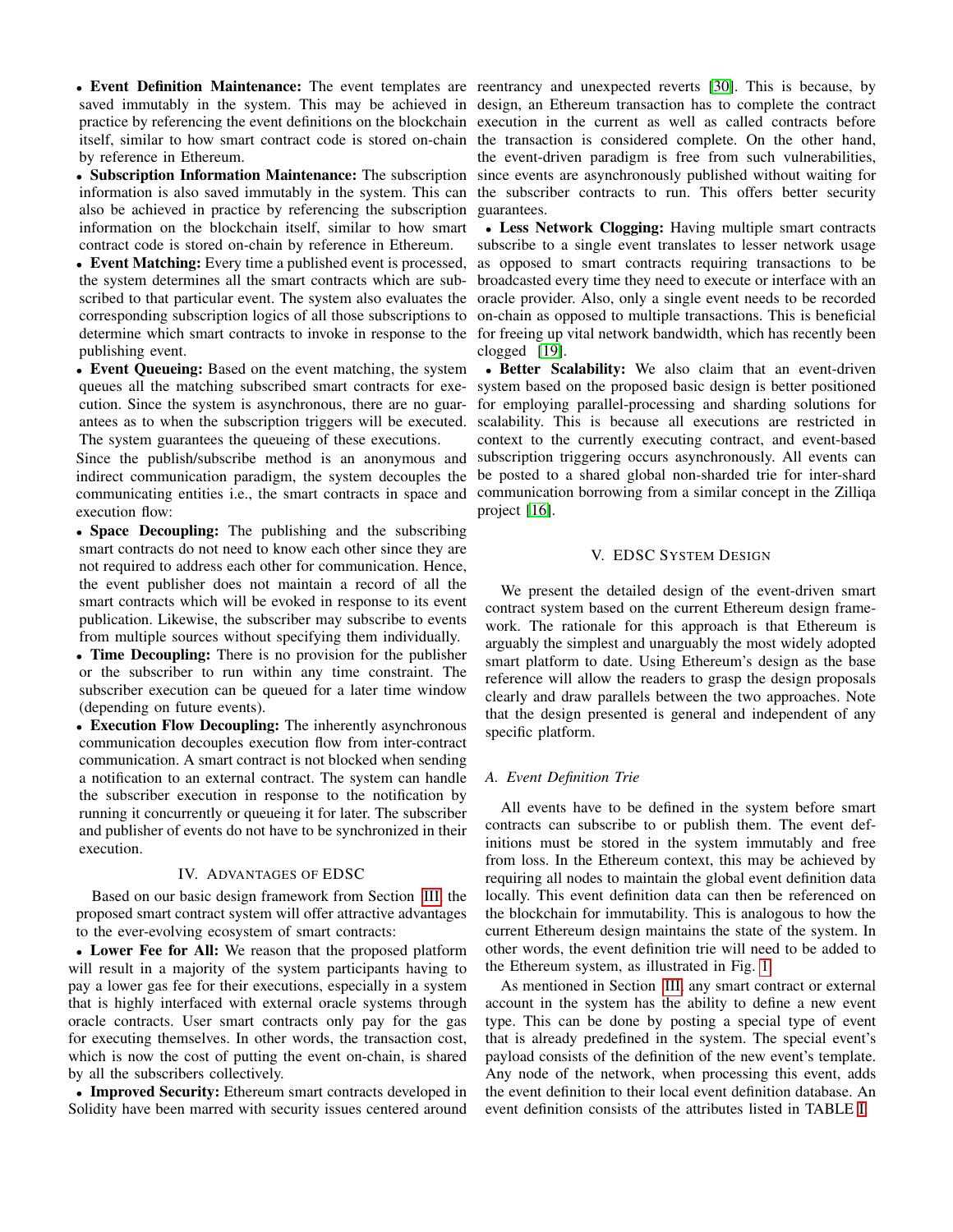- **Event Definition Maintenance:** The event templates are saved immutably in the system. This may be achieved in practice by referencing the event definitions on the blockchain itself, similar to how smart contract code is stored on-chain by reference in Ethereum.
- **Subscription Information Maintenance:** The subscription information is also saved immutably in the system. This can also be achieved in practice by referencing the subscription information on the blockchain itself, similar to how smart contract code is stored on-chain by reference in Ethereum.
- **Event Matching:** Every time a published event is processed, the system determines all the smart contracts which are subscribed to that particular event. The system also evaluates the corresponding subscription logics of all those subscriptions to determine which smart contracts to invoke in response to the publishing event.
- **Event Queueing:** Based on the event matching, the system queues all the matching subscribed smart contracts for execution. Since the system is asynchronous, there are no guarantees as to when the subscription triggers will be executed. The system guarantees the queueing of these executions.

Since the publish/subscribe method is an anonymous and indirect communication paradigm, the system decouples the communicating entities i.e., the smart contracts in space and execution flow:

- **Space Decoupling:** The publishing and the subscribing smart contracts do not need to know each other since they are not required to address each other for communication. Hence, the event publisher does not maintain a record of all the smart contracts which will be evoked in response to its event publication. Likewise, the subscriber may subscribe to events from multiple sources without specifying them individually.
- **Time Decoupling:** There is no provision for the publisher or the subscriber to run within any time constraint. The subscriber execution can be queued for a later time window (depending on future events).
- **Execution Flow Decoupling:** The inherently asynchronous communication decouples execution flow from inter-contract communication. A smart contract is not blocked when sending a notification to an external contract. The system can handle the subscriber execution in response to the notification by running it concurrently or queueing it for later. The subscriber and publisher of events do not have to be synchronized in their execution.

## IV. Advantages of EDSC

Based on our basic design framework from Section III, the proposed smart contract system will offer attractive advantages to the ever-evolving ecosystem of smart contracts:

- **Lower Fee for All:** We reason that the proposed platform will result in a majority of the system participants having to pay a lower gas fee for their executions, especially in a system that is highly interfaced with external oracle systems through oracle contracts. User smart contracts only pay for the gas for executing themselves. In other words, the transaction cost, which is now the cost of putting the event on-chain, is shared by all the subscribers collectively.
- **Improved Security:** Ethereum smart contracts developed in Solidity have been marred with security issues centered around reentrancy and unexpected reverts [30]. This is because, by design, an Ethereum transaction has to complete the contract execution in the current as well as called contracts before the transaction is considered complete. On the other hand, the event-driven paradigm is free from such vulnerabilities, since events are asynchronously published without waiting for the subscriber contracts to run. This offers better security guarantees.
- **Less Network Clogging:** Having multiple smart contracts subscribe to a single event translates to lesser network usage as opposed to smart contracts requiring transactions to be broadcasted every time they need to execute or interface with an oracle provider. Also, only a single event needs to be recorded on-chain as opposed to multiple transactions. This is beneficial for freeing up vital network bandwidth, which has recently been clogged [19].
- **Better Scalability:** We also claim that an event-driven system based on the proposed basic design is better positioned for employing parallel-processing and sharding solutions for scalability. This is because all executions are restricted in context to the currently executing contract, and event-based subscription triggering occurs asynchronously. All events can be posted to a shared global non-sharded trie for inter-shard communication borrowing from a similar concept in the Zilliqa project [16].

## V. EDSC System Design

We present the detailed design of the event-driven smart contract system based on the current Ethereum design framework. The rationale for this approach is that Ethereum is arguably the simplest and unarguably the most widely adopted smart platform to date. Using Ethereum's design as the base reference will allow the readers to grasp the design proposals clearly and draw parallels between the two approaches. Note that the design presented is general and independent of any specific platform.

### *A. Event Definition Trie*

All events have to be defined in the system before smart contracts can subscribe to or publish them. The event definitions must be stored in the system immutably and free from loss. In the Ethereum context, this may be achieved by requiring all nodes to maintain the global event definition data locally. This event definition data can then be referenced on the blockchain for immutability. This is analogous to how the current Ethereum design maintains the state of the system. In other words, the event definition trie will need to be added to the Ethereum system, as illustrated in Fig. 1.

As mentioned in Section III, any smart contract or external account in the system has the ability to define a new event type. This can be done by posting a special type of event that is already predefined in the system. The special event's payload consists of the definition of the new event's template. Any node of the network, when processing this event, adds the event definition to their local event definition database. An event definition consists of the attributes listed in TABLE I.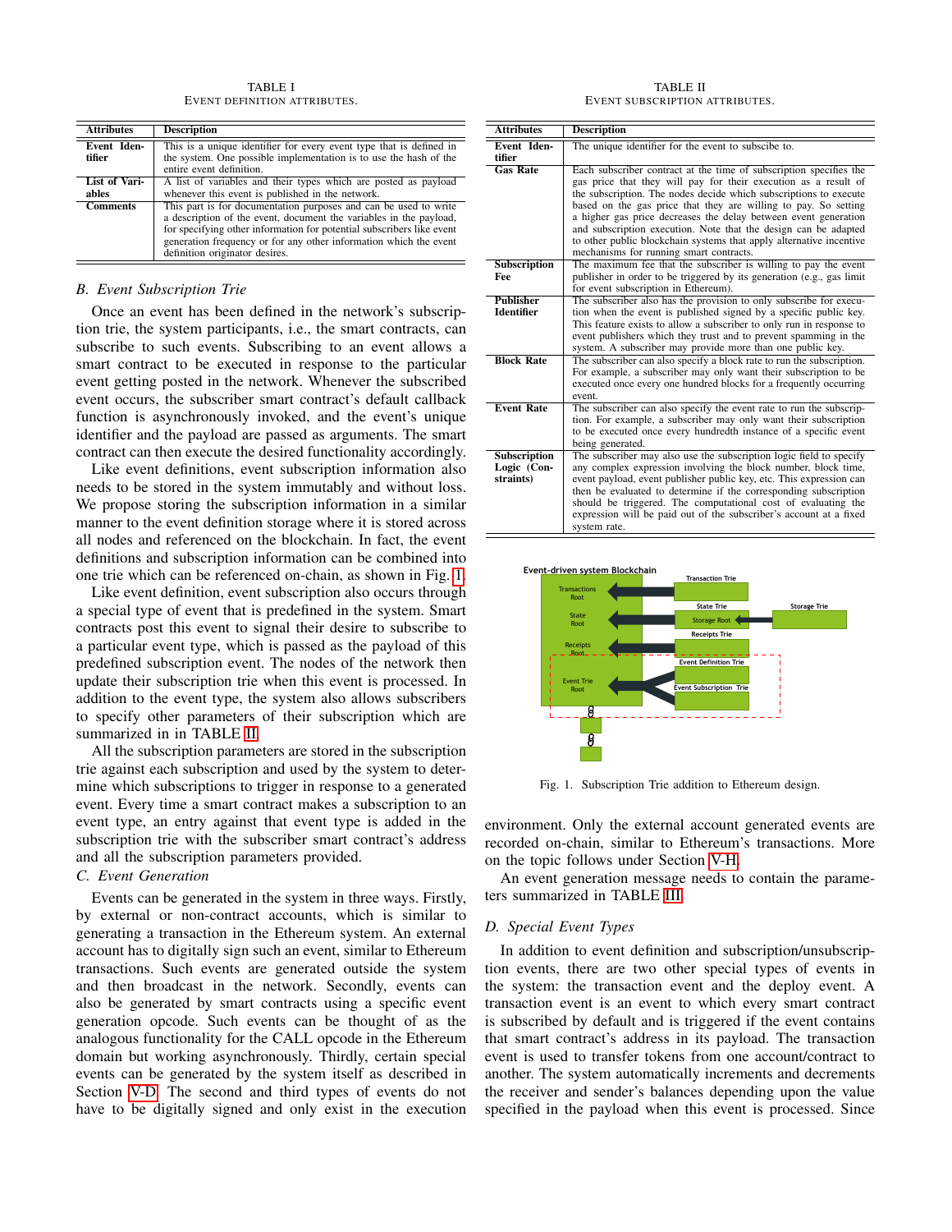TABLE I
EVENT DEFINITION ATTRIBUTES.

| Attributes | Description |
|---|---|
| **Event Identifier** | This is a unique identifier for every event type that is defined in the system. One possible implementation is to use the hash of the entire event definition. |
| **List of Variables** | A list of variables and their types which are posted as payload whenever this event is published in the network. |
| **Comments** | This part is for documentation purposes and can be used to write a description of the event, document the variables in the payload, for specifying other information for potential subscribers like event generation frequency or for any other information which the event definition originator desires. |

### B. Event Subscription Trie

Once an event has been defined in the network's subscription trie, the system participants, i.e., the smart contracts, can subscribe to such events. Subscribing to an event allows a smart contract to be executed in response to the particular event getting posted in the network. Whenever the subscribed event occurs, the subscriber smart contract's default callback function is asynchronously invoked, and the event's unique identifier and the payload are passed as arguments. The smart contract can then execute the desired functionality accordingly.

Like event definitions, event subscription information also needs to be stored in the system immutably and without loss. We propose storing the subscription information in a similar manner to the event definition storage where it is stored across all nodes and referenced on the blockchain. In fact, the event definitions and subscription information can be combined into one trie which can be referenced on-chain, as shown in Fig. 1.

Like event definition, event subscription also occurs through a special type of event that is predefined in the system. Smart contracts post this event to signal their desire to subscribe to a particular event type, which is passed as the payload of this predefined subscription event. The nodes of the network then update their subscription trie when this event is processed. In addition to the event type, the system also allows subscribers to specify other parameters of their subscription which are summarized in in TABLE II.

All the subscription parameters are stored in the subscription trie against each subscription and used by the system to determine which subscriptions to trigger in response to a generated event. Every time a smart contract makes a subscription to an event type, an entry against that event type is added in the subscription trie with the subscriber smart contract's address and all the subscription parameters provided.

### C. Event Generation

Events can be generated in the system in three ways. Firstly, by external or non-contract accounts, which is similar to generating a transaction in the Ethereum system. An external account has to digitally sign such an event, similar to Ethereum transactions. Such events are generated outside the system and then broadcast in the network. Secondly, events can also be generated by smart contracts using a specific event generation opcode. Such events can be thought of as the analogous functionality for the CALL opcode in the Ethereum domain but working asynchronously. Thirdly, certain special events can be generated by the system itself as described in Section V-D. The second and third types of events do not have to be digitally signed and only exist in the execution

TABLE II
EVENT SUBSCRIPTION ATTRIBUTES.

| Attributes | Description |
|---|---|
| **Event Identifier** | The unique identifier for the event to subscibe to. |
| **Gas Rate** | Each subscriber contract at the time of subscription specifies the gas price that they will pay for their execution as a result of the subscription. The nodes decide which subscriptions to execute based on the gas price that they are willing to pay. So setting a higher gas price decreases the delay between event generation and subscription execution. Note that the design can be adapted to other public blockchain systems that apply alternative incentive mechanisms for running smart contracts. |
| **Subscription Fee** | The maximum fee that the subscriber is willing to pay the event publisher in order to be triggered by its generation (e.g., gas limit for event subscription in Ethereum). |
| **Publisher Identifier** | The subscriber also has the provision to only subscribe for execution when the event is published signed by a specific public key. This feature exists to allow a subscriber to only run in response to event publishers which they trust and to prevent spamming in the system. A subscriber may provide more than one public key. |
| **Block Rate** | The subscriber can also specify a block rate to run the subscription. For example, a subscriber may only want their subscription to be executed once every one hundred blocks for a frequently occurring event. |
| **Event Rate** | The subscriber can also specify the event rate to run the subscription. For example, a subscriber may only want their subscription to be executed once every hundredth instance of a specific event being generated. |
| **Subscription Logic (Constraints)** | The subscriber may also use the subscription logic field to specify any complex expression involving the block number, block time, event payload, event publisher public key, etc. This expression can then be evaluated to determine if the corresponding subscription should be triggered. The computational cost of evaluating the expression will be paid out of the subscriber's account at a fixed system rate. |

Fig. 1. Subscription Trie addition to Ethereum design.

environment. Only the external account generated events are recorded on-chain, similar to Ethereum's transactions. More on the topic follows under Section V-H.

An event generation message needs to contain the parameters summarized in TABLE III.

### D. Special Event Types

In addition to event definition and subscription/unsubscription events, there are two other special types of events in the system: the transaction event and the deploy event. A transaction event is an event to which every smart contract is subscribed by default and is triggered if the event contains that smart contract's address in its payload. The transaction event is used to transfer tokens from one account/contract to another. The system automatically increments and decrements the receiver and sender's balances depending upon the value specified in the payload when this event is processed. Since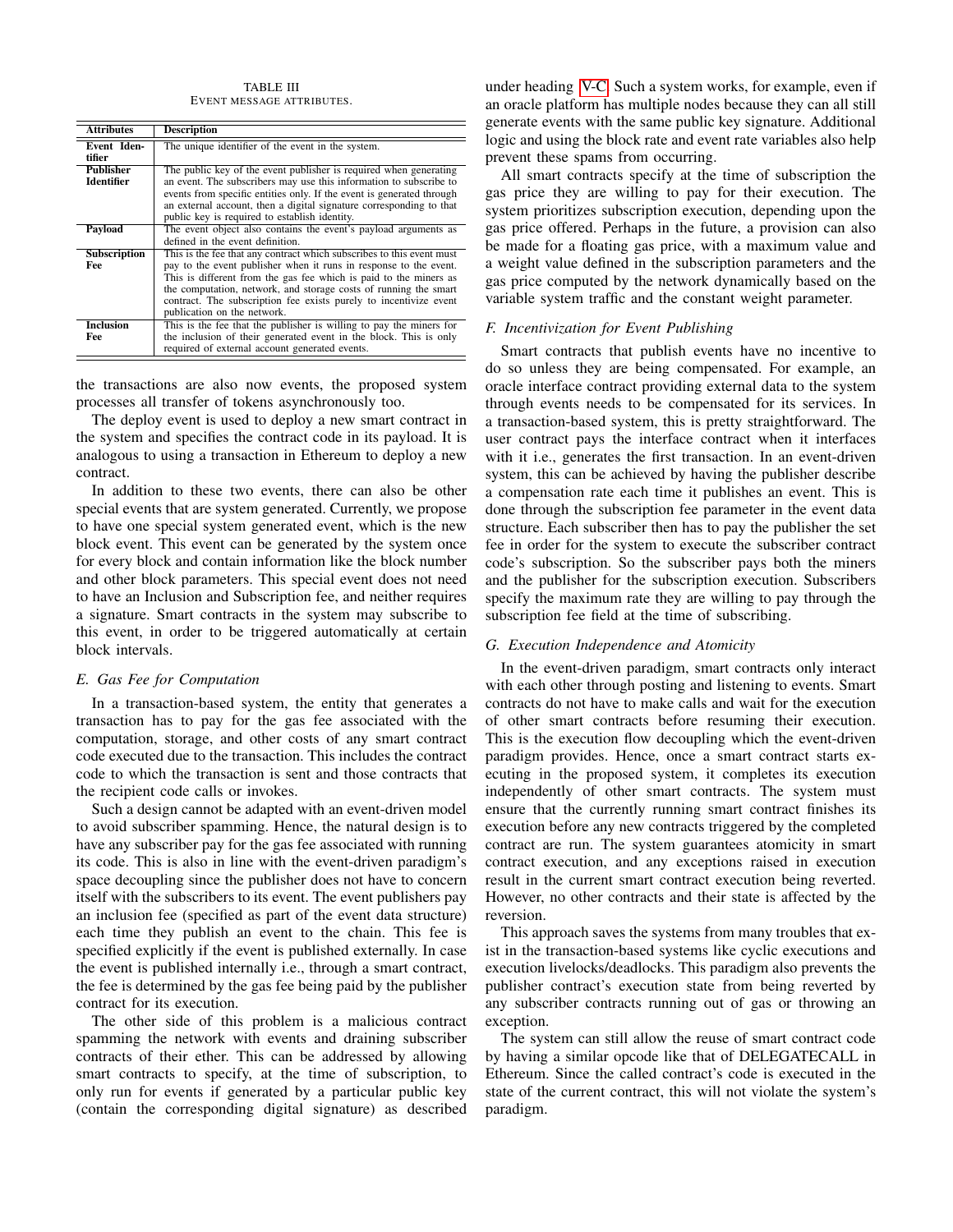TABLE III
EVENT MESSAGE ATTRIBUTES.

| Attributes | Description |
|---|---|
| **Event Identifier** | The unique identifier of the event in the system. |
| **Publisher Identifier** | The public key of the event publisher is required when generating an event. The subscribers may use this information to subscribe to events from specific entities only. If the event is generated through an external account, then a digital signature corresponding to that public key is required to establish identity. |
| **Payload** | The event object also contains the event's payload arguments as defined in the event definition. |
| **Subscription Fee** | This is the fee that any contract which subscribes to this event must pay to the event publisher when it runs in response to the event. This is different from the gas fee which is paid to the miners as the computation, network, and storage costs of running the smart contract. The subscription fee exists purely to incentivize event publication on the network. |
| **Inclusion Fee** | This is the fee that the publisher is willing to pay the miners for the inclusion of their generated event in the block. This is only required of external account generated events. |

the transactions are also now events, the proposed system processes all transfer of tokens asynchronously too.

The deploy event is used to deploy a new smart contract in the system and specifies the contract code in its payload. It is analogous to using a transaction in Ethereum to deploy a new contract.

In addition to these two events, there can also be other special events that are system generated. Currently, we propose to have one special system generated event, which is the new block event. This event can be generated by the system once for every block and contain information like the block number and other block parameters. This special event does not need to have an Inclusion and Subscription fee, and neither requires a signature. Smart contracts in the system may subscribe to this event, in order to be triggered automatically at certain block intervals.

### E. Gas Fee for Computation

In a transaction-based system, the entity that generates a transaction has to pay for the gas fee associated with the computation, storage, and other costs of any smart contract code executed due to the transaction. This includes the contract code to which the transaction is sent and those contracts that the recipient code calls or invokes.

Such a design cannot be adapted with an event-driven model to avoid subscriber spamming. Hence, the natural design is to have any subscriber pay for the gas fee associated with running its code. This is also in line with the event-driven paradigm's space decoupling since the publisher does not have to concern itself with the subscribers to its event. The event publishers pay an inclusion fee (specified as part of the event data structure) each time they publish an event to the chain. This fee is specified explicitly if the event is published externally. In case the event is published internally i.e., through a smart contract, the fee is determined by the gas fee being paid by the publisher contract for its execution.

The other side of this problem is a malicious contract spamming the network with events and draining subscriber contracts of their ether. This can be addressed by allowing smart contracts to specify, at the time of subscription, to only run for events if generated by a particular public key (contain the corresponding digital signature) as described under heading V-C. Such a system works, for example, even if an oracle platform has multiple nodes because they can all still generate events with the same public key signature. Additional logic and using the block rate and event rate variables also help prevent these spams from occurring.

All smart contracts specify at the time of subscription the gas price they are willing to pay for their execution. The system prioritizes subscription execution, depending upon the gas price offered. Perhaps in the future, a provision can also be made for a floating gas price, with a maximum value and a weight value defined in the subscription parameters and the gas price computed by the network dynamically based on the variable system traffic and the constant weight parameter.

### F. Incentivization for Event Publishing

Smart contracts that publish events have no incentive to do so unless they are being compensated. For example, an oracle interface contract providing external data to the system through events needs to be compensated for its services. In a transaction-based system, this is pretty straightforward. The user contract pays the interface contract when it interfaces with it i.e., generates the first transaction. In an event-driven system, this can be achieved by having the publisher describe a compensation rate each time it publishes an event. This is done through the subscription fee parameter in the event data structure. Each subscriber then has to pay the publisher the set fee in order for the system to execute the subscriber contract code's subscription. So the subscriber pays both the miners and the publisher for the subscription execution. Subscribers specify the maximum rate they are willing to pay through the subscription fee field at the time of subscribing.

### G. Execution Independence and Atomicity

In the event-driven paradigm, smart contracts only interact with each other through posting and listening to events. Smart contracts do not have to make calls and wait for the execution of other smart contracts before resuming their execution. This is the execution flow decoupling which the event-driven paradigm provides. Hence, once a smart contract starts executing in the proposed system, it completes its execution independently of other smart contracts. The system must ensure that the currently running smart contract finishes its execution before any new contracts triggered by the completed contract are run. The system guarantees atomicity in smart contract execution, and any exceptions raised in execution result in the current smart contract execution being reverted. However, no other contracts and their state is affected by the reversion.

This approach saves the systems from many troubles that exist in the transaction-based systems like cyclic executions and execution livelocks/deadlocks. This paradigm also prevents the publisher contract's execution state from being reverted by any subscriber contracts running out of gas or throwing an exception.

The system can still allow the reuse of smart contract code by having a similar opcode like that of DELEGATECALL in Ethereum. Since the called contract's code is executed in the state of the current contract, this will not violate the system's paradigm.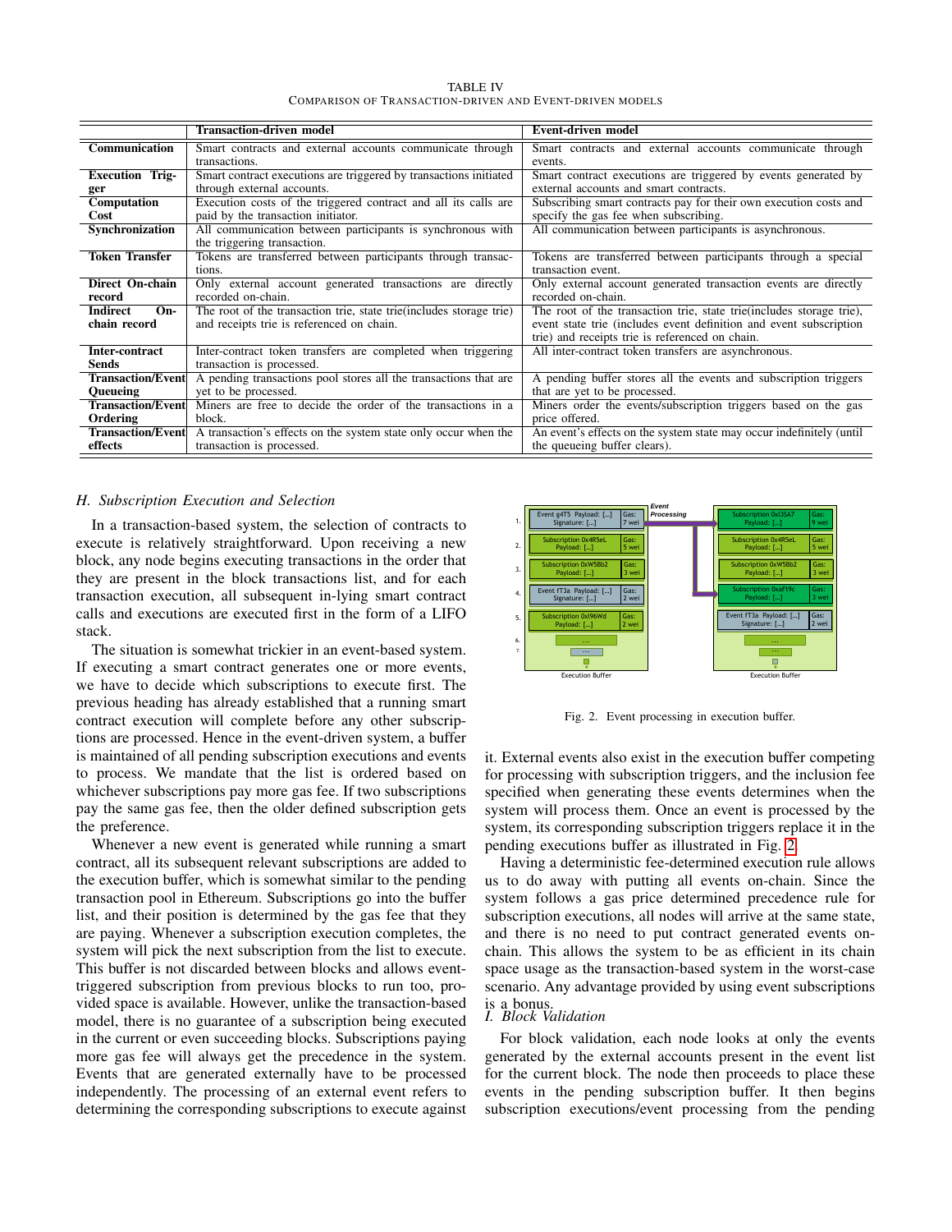TABLE IV
COMPARISON OF TRANSACTION-DRIVEN AND EVENT-DRIVEN MODELS

| | Transaction-driven model | Event-driven model |
|---|---|---|
| **Communication** | Smart contracts and external accounts communicate through transactions. | Smart contracts and external accounts communicate through events. |
| **Execution Trigger** | Smart contract executions are triggered by transactions initiated through external accounts. | Smart contract executions are triggered by events generated by external accounts and smart contracts. |
| **Computation Cost** | Execution costs of the triggered contract and all its calls are paid by the transaction initiator. | Subscribing smart contracts pay for their own execution costs and specify the gas fee when subscribing. |
| **Synchronization** | All communication between participants is synchronous with the triggering transaction. | All communication between participants is asynchronous. |
| **Token Transfer** | Tokens are transferred between participants through transactions. | Tokens are transferred between participants through a special transaction event. |
| **Direct On-chain record** | Only external account generated transactions are directly recorded on-chain. | Only external account generated transaction events are directly recorded on-chain. |
| **Indirect On-chain record** | The root of the transaction trie, state trie(includes storage trie) and receipts trie is referenced on chain. | The root of the transaction trie, state trie(includes storage trie), event state trie (includes event definition and event subscription trie) and receipts trie is referenced on chain. |
| **Inter-contract Sends** | Inter-contract token transfers are completed when triggering transaction is processed. | All inter-contract token transfers are asynchronous. |
| **Transaction/Event Queueing** | A pending transactions pool stores all the transactions that are yet to be processed. | A pending buffer stores all the events and subscription triggers that are yet to be processed. |
| **Transaction/Event Ordering** | Miners are free to decide the order of the transactions in a block. | Miners order the events/subscription triggers based on the gas price offered. |
| **Transaction/Event effects** | A transaction's effects on the system state only occur when the transaction is processed. | An event's effects on the system state may occur indefinitely (until the queueing buffer clears). |

### H. Subscription Execution and Selection

In a transaction-based system, the selection of contracts to execute is relatively straightforward. Upon receiving a new block, any node begins executing transactions in the order that they are present in the block transactions list, and for each transaction execution, all subsequent in-lying smart contract calls and executions are executed first in the form of a LIFO stack.

The situation is somewhat trickier in an event-based system. If executing a smart contract generates one or more events, we have to decide which subscriptions to execute first. The previous heading has already established that a running smart contract execution will complete before any other subscriptions are processed. Hence in the event-driven system, a buffer is maintained of all pending subscription executions and events to process. We mandate that the list is ordered based on whichever subscriptions pay more gas fee. If two subscriptions pay the same gas fee, then the older defined subscription gets the preference.

Whenever a new event is generated while running a smart contract, all its subsequent relevant subscriptions are added to the execution buffer, which is somewhat similar to the pending transaction pool in Ethereum. Subscriptions go into the buffer list, and their position is determined by the gas fee that they are paying. Whenever a subscription execution completes, the system will pick the next subscription from the list to execute. This buffer is not discarded between blocks and allows event-triggered subscription from previous blocks to run too, provided space is available. However, unlike the transaction-based model, there is no guarantee of a subscription being executed in the current or even succeeding blocks. Subscriptions paying more gas fee will always get the precedence in the system. Events that are generated externally have to be processed independently. The processing of an external event refers to determining the corresponding subscriptions to execute against it. External events also exist in the execution buffer competing for processing with subscription triggers, and the inclusion fee specified when generating these events determines when the system will process them. Once an event is processed by the system, its corresponding subscription triggers replace it in the pending executions buffer as illustrated in Fig. 2.

Fig. 2. Event processing in execution buffer.

Having a deterministic fee-determined execution rule allows us to do away with putting all events on-chain. Since the system follows a gas price determined precedence rule for subscription executions, all nodes will arrive at the same state, and there is no need to put contract generated events on-chain. This allows the system to be as efficient in its chain space usage as the transaction-based system in the worst-case scenario. Any advantage provided by using event subscriptions is a bonus.

### I. Block Validation

For block validation, each node looks at only the events generated by the external accounts present in the event list for the current block. The node then proceeds to place these events in the pending subscription buffer. It then begins subscription executions/event processing from the pending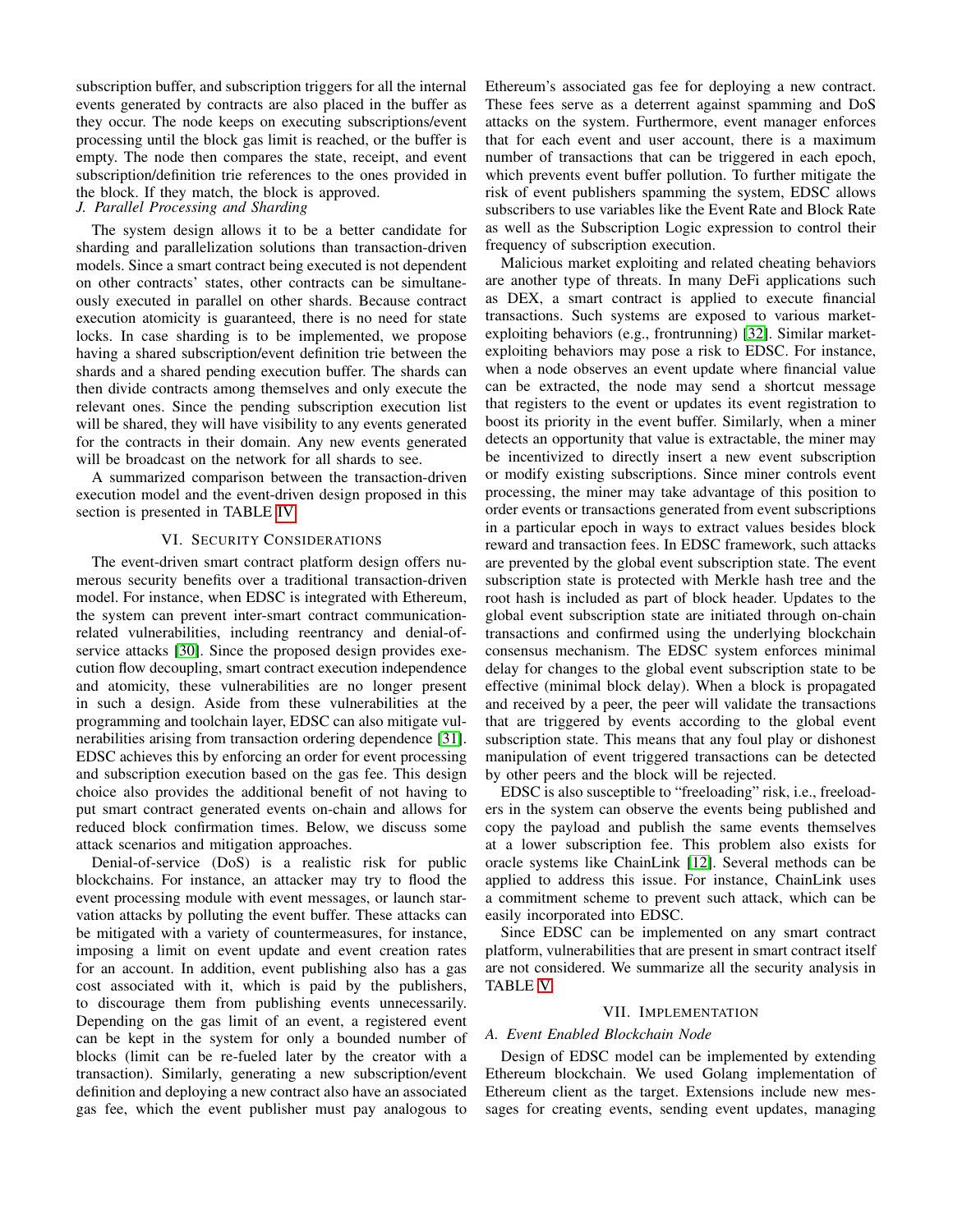subscription buffer, and subscription triggers for all the internal events generated by contracts are also placed in the buffer as they occur. The node keeps on executing subscriptions/event processing until the block gas limit is reached, or the buffer is empty. The node then compares the state, receipt, and event subscription/definition trie references to the ones provided in the block. If they match, the block is approved.

### J. Parallel Processing and Sharding

The system design allows it to be a better candidate for sharding and parallelization solutions than transaction-driven models. Since a smart contract being executed is not dependent on other contracts' states, other contracts can be simultaneously executed in parallel on other shards. Because contract execution atomicity is guaranteed, there is no need for state locks. In case sharding is to be implemented, we propose having a shared subscription/event definition trie between the shards and a shared pending execution buffer. The shards can then divide contracts among themselves and only execute the relevant ones. Since the pending subscription execution list will be shared, they will have visibility to any events generated for the contracts in their domain. Any new events generated will be broadcast on the network for all shards to see.

A summarized comparison between the transaction-driven execution model and the event-driven design proposed in this section is presented in TABLE IV.

## VI. Security Considerations

The event-driven smart contract platform design offers numerous security benefits over a traditional transaction-driven model. For instance, when EDSC is integrated with Ethereum, the system can prevent inter-smart contract communication-related vulnerabilities, including reentrancy and denial-of-service attacks [30]. Since the proposed design provides execution flow decoupling, smart contract execution independence and atomicity, these vulnerabilities are no longer present in such a design. Aside from these vulnerabilities at the programming and toolchain layer, EDSC can also mitigate vulnerabilities arising from transaction ordering dependence [31]. EDSC achieves this by enforcing an order for event processing and subscription execution based on the gas fee. This design choice also provides the additional benefit of not having to put smart contract generated events on-chain and allows for reduced block confirmation times. Below, we discuss some attack scenarios and mitigation approaches.

Denial-of-service (DoS) is a realistic risk for public blockchains. For instance, an attacker may try to flood the event processing module with event messages, or launch starvation attacks by polluting the event buffer. These attacks can be mitigated with a variety of countermeasures, for instance, imposing a limit on event update and event creation rates for an account. In addition, event publishing also has a gas cost associated with it, which is paid by the publishers, to discourage them from publishing events unnecessarily. Depending on the gas limit of an event, a registered event can be kept in the system for only a bounded number of blocks (limit can be re-fueled later by the creator with a transaction). Similarly, generating a new subscription/event definition and deploying a new contract also have an associated gas fee, which the event publisher must pay analogous to Ethereum's associated gas fee for deploying a new contract. These fees serve as a deterrent against spamming and DoS attacks on the system. Furthermore, event manager enforces that for each event and user account, there is a maximum number of transactions that can be triggered in each epoch, which prevents event buffer pollution. To further mitigate the risk of event publishers spamming the system, EDSC allows subscribers to use variables like the Event Rate and Block Rate as well as the Subscription Logic expression to control their frequency of subscription execution.

Malicious market exploiting and related cheating behaviors are another type of threats. In many DeFi applications such as DEX, a smart contract is applied to execute financial transactions. Such systems are exposed to various market-exploiting behaviors (e.g., frontrunning) [32]. Similar market-exploiting behaviors may pose a risk to EDSC. For instance, when a node observes an event update where financial value can be extracted, the node may send a shortcut message that registers to the event or updates its event registration to boost its priority in the event buffer. Similarly, when a miner detects an opportunity that value is extractable, the miner may be incentivized to directly insert a new event subscription or modify existing subscriptions. Since miner controls event processing, the miner may take advantage of this position to order events or transactions generated from event subscriptions in a particular epoch in ways to extract values besides block reward and transaction fees. In EDSC framework, such attacks are prevented by the global event subscription state. The event subscription state is protected with Merkle hash tree and the root hash is included as part of block header. Updates to the global event subscription state are initiated through on-chain transactions and confirmed using the underlying blockchain consensus mechanism. The EDSC system enforces minimal delay for changes to the global event subscription state to be effective (minimal block delay). When a block is propagated and received by a peer, the peer will validate the transactions that are triggered by events according to the global event subscription state. This means that any foul play or dishonest manipulation of event triggered transactions can be detected by other peers and the block will be rejected.

EDSC is also susceptible to "freeloading" risk, i.e., freeloaders in the system can observe the events being published and copy the payload and publish the same events themselves at a lower subscription fee. This problem also exists for oracle systems like ChainLink [12]. Several methods can be applied to address this issue. For instance, ChainLink uses a commitment scheme to prevent such attack, which can be easily incorporated into EDSC.

Since EDSC can be implemented on any smart contract platform, vulnerabilities that are present in smart contract itself are not considered. We summarize all the security analysis in TABLE V.

## VII. Implementation

### A. Event Enabled Blockchain Node

Design of EDSC model can be implemented by extending Ethereum blockchain. We used Golang implementation of Ethereum client as the target. Extensions include new messages for creating events, sending event updates, managing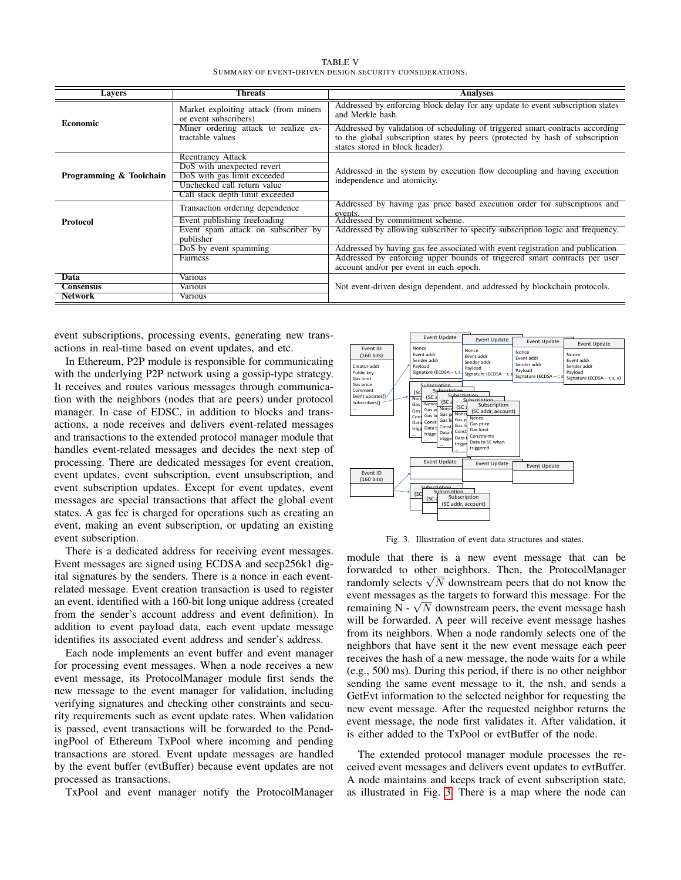TABLE V
SUMMARY OF EVENT-DRIVEN DESIGN SECURITY CONSIDERATIONS.

| Layers | Threats | Analyses |
|---|---|---|
| Economic | Market exploiting attack (from miners or event subscribers) | Addressed by enforcing block delay for any update to event subscription states and Merkle hash. |
| | Miner ordering attack to realize extractable values | Addressed by validation of scheduling of triggered smart contracts according to the global subscription states by peers (protected by hash of subscription states stored in block header). |
| Programming & Toolchain | Reentrancy Attack | Addressed in the system by execution flow decoupling and having execution independence and atomicity. |
| | DoS with unexpected revert | |
| | DoS with gas limit exceeded | |
| | Unchecked call return value | |
| | Call stack depth limit exceeded | |
| Protocol | Transaction ordering dependence | Addressed by having gas price based execution order for subscriptions and events. |
| | Event publishing freeloading | Addressed by commitment scheme. |
| | Event spam attack on subscriber by publisher | Addressed by allowing subscriber to specify subscription logic and frequency. |
| | DoS by event spamming | Addressed by having gas fee associated with event registration and publication. |
| | Fairness | Addressed by enforcing upper bounds of triggered smart contracts per user account and/or per event in each epoch. |
| Data | Various | Not event-driven design dependent, and addressed by blockchain protocols. |
| Consensus | Various | |
| Network | Various | |

event subscriptions, processing events, generating new transactions in real-time based on event updates, and etc.

In Ethereum, P2P module is responsible for communicating with the underlying P2P network using a gossip-type strategy. It receives and routes various messages through communication with the neighbors (nodes that are peers) under protocol manager. In case of EDSC, in addition to blocks and transactions, a node receives and delivers event-related messages and transactions to the extended protocol manager module that handles event-related messages and decides the next step of processing. There are dedicated messages for event creation, event updates, event subscription, event unsubscription, and event subscription updates. Except for event updates, event messages are special transactions that affect the global event states. A gas fee is charged for operations such as creating an event, making an event subscription, or updating an existing event subscription.

There is a dedicated address for receiving event messages. Event messages are signed using ECDSA and secp256k1 digital signatures by the senders. There is a nonce in each event-related message. Event creation transaction is used to register an event, identified with a 160-bit long unique address (created from the sender's account address and event definition). In addition to event payload data, each event update message identifies its associated event address and sender's address.

Each node implements an event buffer and event manager for processing event messages. When a node receives a new event message, its ProtocolManager module first sends the new message to the event manager for validation, including verifying signatures and checking other constraints and security requirements such as event update rates. When validation is passed, event transactions will be forwarded to the PendingPool of Ethereum TxPool where incoming and pending transactions are stored. Event update messages are handled by the event buffer (evtBuffer) because event updates are not processed as transactions.

TxPool and event manager notify the ProtocolManager module that there is a new event message that can be forwarded to other neighbors. Then, the ProtocolManager randomly selects $\sqrt{N}$ downstream peers that do not know the event messages as the targets to forward this message. For the remaining N - $\sqrt{N}$ downstream peers, the event message hash will be forwarded. A peer will receive event message hashes from its neighbors. When a node randomly selects one of the neighbors that have sent it the new event message each peer receives the hash of a new message, the node waits for a while (e.g., 500 ms). During this period, if there is no other neighbor sending the same event message to it, the nsh, and sends a GetEvt information to the selected neighbor for requesting the new event message. After the requested neighbor returns the event message, the node first validates it. After validation, it is either added to the TxPool or evtBuffer of the node.

Fig. 3. Illustration of event data structures and states.

The extended protocol manager module processes the received event messages and delivers event updates to evtBuffer. A node maintains and keeps track of event subscription state, as illustrated in Fig. 3. There is a map where the node can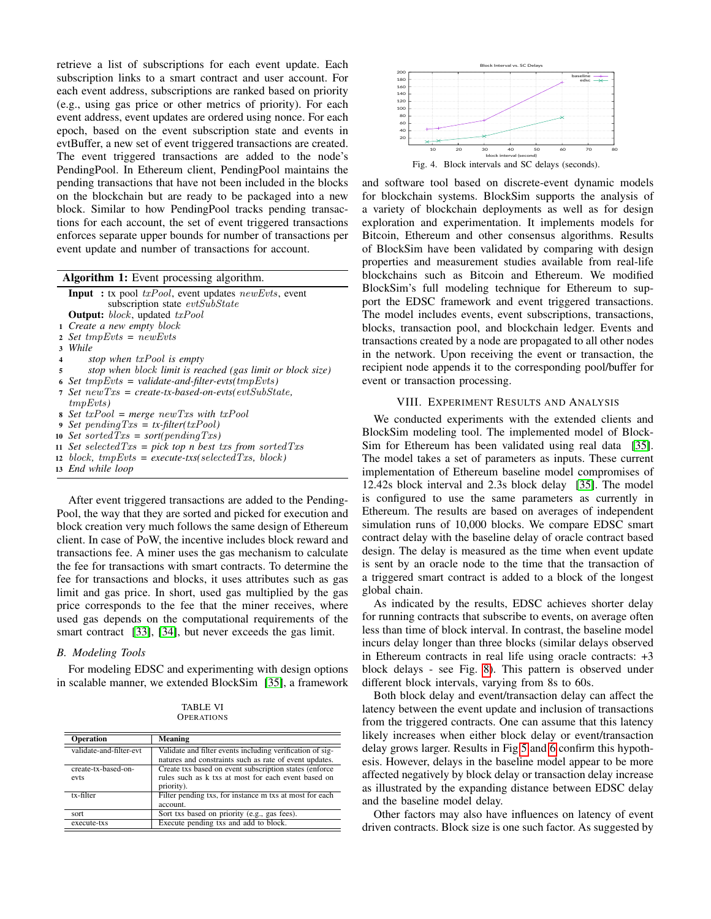retrieve a list of subscriptions for each event update. Each subscription links to a smart contract and user account. For each event address, subscriptions are ranked based on priority (e.g., using gas price or other metrics of priority). For each event address, event updates are ordered using nonce. For each epoch, based on the event subscription state and events in evtBuffer, a new set of event triggered transactions are created. The event triggered transactions are added to the node's PendingPool. In Ethereum client, PendingPool maintains the pending transactions that have not been included in the blocks on the blockchain but are ready to be packaged into a new block. Similar to how PendingPool tracks pending transactions for each account, the set of event triggered transactions enforces separate upper bounds for number of transactions per event update and number of transactions for account.

**Algorithm 1:** Event processing algorithm.

**Input :** tx pool *txPool*, event updates *newEvts*, event subscription state *evtSubState*
**Output:** *block*, updated *txPool*

1. *Create a new empty block*
2. *Set tmpEvts = newEvts*
3. *While*
4. *stop when txPool is empty*
5. *stop when block limit is reached (gas limit or block size)*
6. *Set tmpEvts = validate-and-filter-evts(tmpEvts)*
7. *Set newTxs = create-tx-based-on-evts(evtSubState, tmpEvts)*
8. *Set txPool = merge newTxs with txPool*
9. *Set pendingTxs = tx-filter(txPool)*
10. *Set sortedTxs = sort(pendingTxs)*
11. *Set selectedTxs = pick top n best txs from sortedTxs*
12. *block, tmpEvts = execute-txs(selectedTxs, block)*
13. *End while loop*

After event triggered transactions are added to the PendingPool, the way that they are sorted and picked for execution and block creation very much follows the same design of Ethereum client. In case of PoW, the incentive includes block reward and transactions fee. A miner uses the gas mechanism to calculate the fee for transactions with smart contracts. To determine the fee for transactions and blocks, it uses attributes such as gas limit and gas price. In short, used gas multiplied by the gas price corresponds to the fee that the miner receives, where used gas depends on the computational requirements of the smart contract [33], [34], but never exceeds the gas limit.

### B. Modeling Tools

For modeling EDSC and experimenting with design options in scalable manner, we extended BlockSim [35], a framework and software tool based on discrete-event dynamic models for blockchain systems. BlockSim supports the analysis of a variety of blockchain deployments as well as for design exploration and experimentation. It implements models for Bitcoin, Ethereum and other consensus algorithms. Results of BlockSim have been validated by comparing with design properties and measurement studies available from real-life blockchains such as Bitcoin and Ethereum. We modified BlockSim's full modeling technique for Ethereum to support the EDSC framework and event triggered transactions. The model includes events, event subscriptions, transactions, blocks, transaction pool, and blockchain ledger. Events and transactions created by a node are propagated to all other nodes in the network. Upon receiving the event or transaction, the recipient node appends it to the corresponding pool/buffer for event or transaction processing.

TABLE VI
OPERATIONS

| Operation | Meaning |
|---|---|
| validate-and-filter-evt | Validate and filter events including verification of signatures and constraints such as rate of event updates. |
| create-tx-based-on-evts | Create txs based on event subscription states (enforce rules such as k txs at most for each event based on priority). |
| tx-filter | Filter pending txs, for instance m txs at most for each account. |
| sort | Sort txs based on priority (e.g., gas fees). |
| execute-txs | Execute pending txs and add to block. |

Fig. 4. Block intervals and SC delays (seconds).

## VIII. Experiment Results and Analysis

We conducted experiments with the extended clients and BlockSim modeling tool. The implemented model of BlockSim for Ethereum has been validated using real data [35]. The model takes a set of parameters as inputs. These current implementation of Ethereum baseline model compromises of 12.42s block interval and 2.3s block delay [35]. The model is configured to use the same parameters as currently in Ethereum. The results are based on averages of independent simulation runs of 10,000 blocks. We compare EDSC smart contract delay with the baseline delay of oracle contract based design. The delay is measured as the time when event update is sent by an oracle node to the time that the transaction of a triggered smart contract is added to a block of the longest global chain.

As indicated by the results, EDSC achieves shorter delay for running contracts that subscribe to events, on average often less than time of block interval. In contrast, the baseline model incurs delay longer than three blocks (similar delays observed in Ethereum contracts in real life using oracle contracts: +3 block delays - see Fig. 8). This pattern is observed under different block intervals, varying from 8s to 60s.

Both block delay and event/transaction delay can affect the latency between the event update and inclusion of transactions from the triggered contracts. One can assume that this latency likely increases when either block delay or event/transaction delay grows larger. Results in Fig 5 and 6 confirm this hypothesis. However, delays in the baseline model appear to be more affected negatively by block delay or transaction delay increase as illustrated by the expanding distance between EDSC delay and the baseline model delay.

Other factors may also have influences on latency of event driven contracts. Block size is one such factor. As suggested by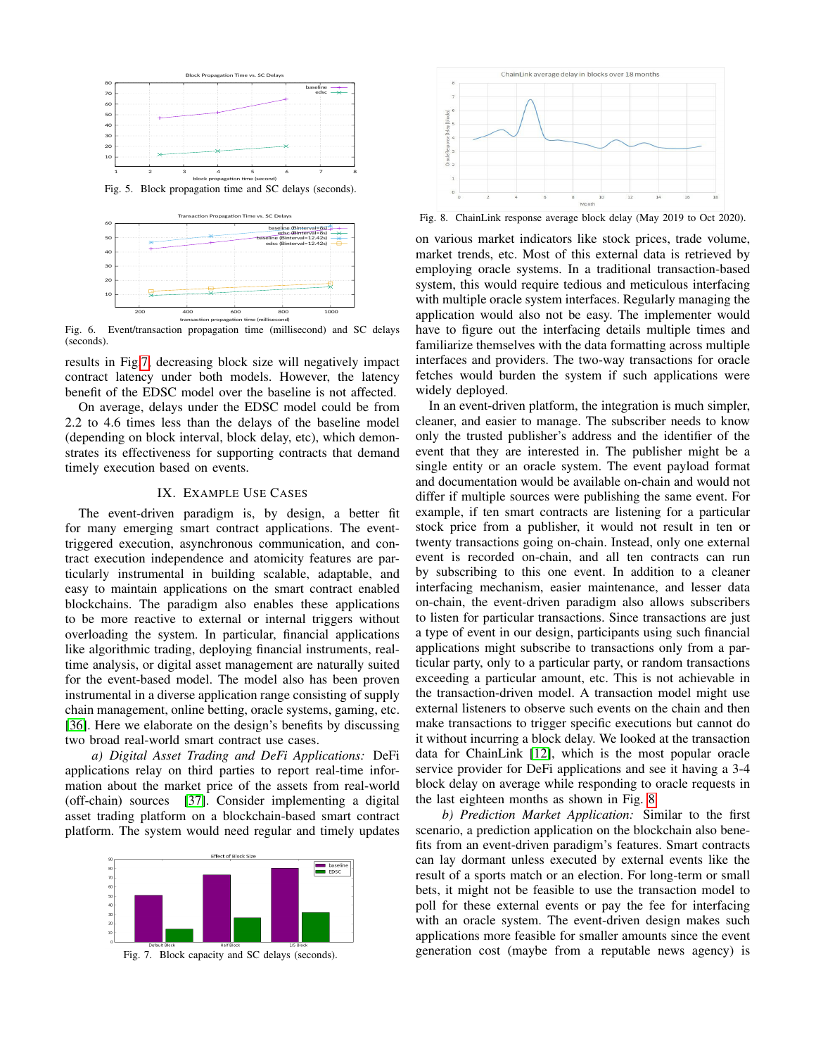Fig. 5. Block propagation time and SC delays (seconds).

Fig. 6. Event/transaction propagation time (millisecond) and SC delays (seconds).

results in Fig 7, decreasing block size will negatively impact contract latency under both models. However, the latency benefit of the EDSC model over the baseline is not affected.

On average, delays under the EDSC model could be from 2.2 to 4.6 times less than the delays of the baseline model (depending on block interval, block delay, etc), which demonstrates its effectiveness for supporting contracts that demand timely execution based on events.

## IX. Example Use Cases

The event-driven paradigm is, by design, a better fit for many emerging smart contract applications. The event-triggered execution, asynchronous communication, and contract execution independence and atomicity features are particularly instrumental in building scalable, adaptable, and easy to maintain applications on the smart contract enabled blockchains. The paradigm also enables these applications to be more reactive to external or internal triggers without overloading the system. In particular, financial applications like algorithmic trading, deploying financial instruments, real-time analysis, or digital asset management are naturally suited for the event-based model. The model also has been proven instrumental in a diverse application range consisting of supply chain management, online betting, oracle systems, gaming, etc. [36]. Here we elaborate on the design's benefits by discussing two broad real-world smart contract use cases.

*a) Digital Asset Trading and DeFi Applications:* DeFi applications relay on third parties to report real-time information about the market price of the assets from real-world (off-chain) sources [37]. Consider implementing a digital asset trading platform on a blockchain-based smart contract platform. The system would need regular and timely updates on various market indicators like stock prices, trade volume, market trends, etc. Most of this external data is retrieved by employing oracle systems. In a traditional transaction-based system, this would require tedious and meticulous interfacing with multiple oracle system interfaces. Regularly managing the application would also not be easy. The implementer would have to figure out the interfacing details multiple times and familiarize themselves with the data formatting across multiple interfaces and providers. The two-way transactions for oracle fetches would burden the system if such applications were widely deployed.

Fig. 7. Block capacity and SC delays (seconds).

Fig. 8. ChainLink response average block delay (May 2019 to Oct 2020).

In an event-driven platform, the integration is much simpler, cleaner, and easier to manage. The subscriber needs to know only the trusted publisher's address and the identifier of the event that they are interested in. The publisher might be a single entity or an oracle system. The event payload format and documentation would be available on-chain and would not differ if multiple sources were publishing the same event. For example, if ten smart contracts are listening for a particular stock price from a publisher, it would not result in ten or twenty transactions going on-chain. Instead, only one external event is recorded on-chain, and all ten contracts can run by subscribing to this one event. In addition to a cleaner interfacing mechanism, easier maintenance, and lesser data on-chain, the event-driven paradigm also allows subscribers to listen for particular transactions. Since transactions are just a type of event in our design, participants using such financial applications might subscribe to transactions only from a particular party, only to a particular party, or random transactions exceeding a particular amount, etc. This is not achievable in the transaction-driven model. A transaction model might use external listeners to observe such events on the chain and then make transactions to trigger specific executions but cannot do it without incurring a block delay. We looked at the transaction data for ChainLink [12], which is the most popular oracle service provider for DeFi applications and see it having a 3-4 block delay on average while responding to oracle requests in the last eighteen months as shown in Fig. 8.

*b) Prediction Market Application:* Similar to the first scenario, a prediction application on the blockchain also benefits from an event-driven paradigm's features. Smart contracts can lay dormant unless executed by external events like the result of a sports match or an election. For long-term or small bets, it might not be feasible to use the transaction model to poll for these external events or pay the fee for interfacing with an oracle system. The event-driven design makes such applications more feasible for smaller amounts since the event generation cost (maybe from a reputable news agency) is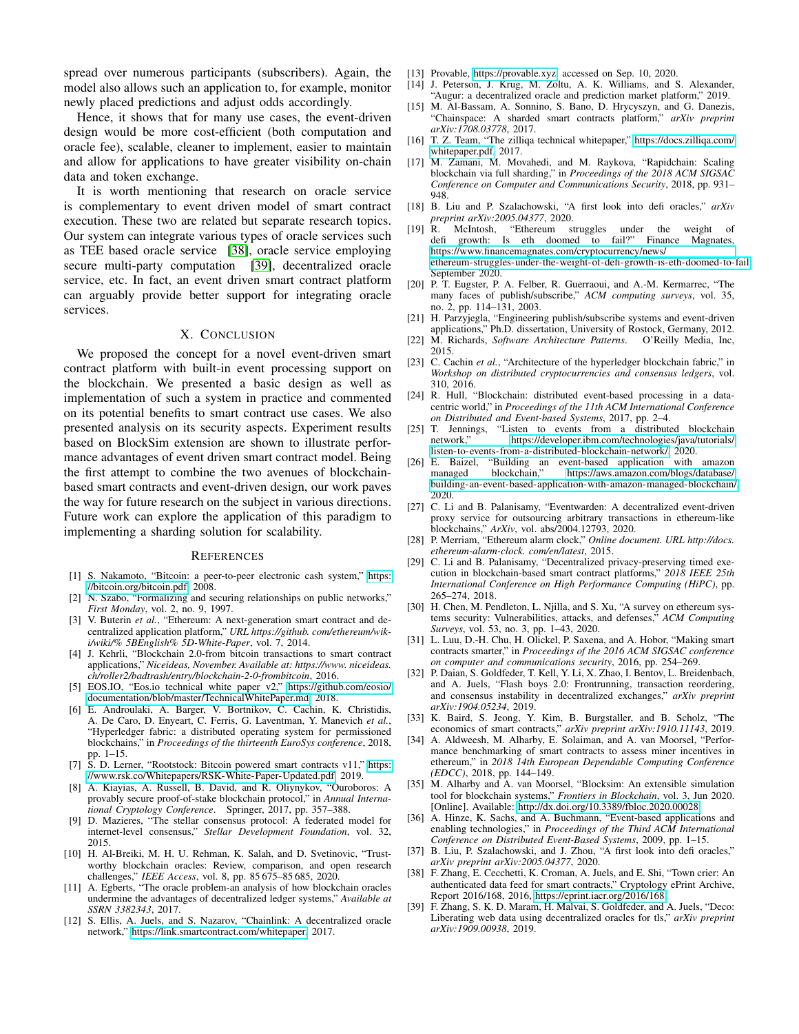spread over numerous participants (subscribers). Again, the model also allows such an application to, for example, monitor newly placed predictions and adjust odds accordingly.

Hence, it shows that for many use cases, the event-driven design would be more cost-efficient (both computation and oracle fee), scalable, cleaner to implement, easier to maintain and allow for applications to have greater visibility on-chain data and token exchange.

It is worth mentioning that research on oracle service is complementary to event driven model of smart contract execution. These two are related but separate research topics. Our system can integrate various types of oracle services such as TEE based oracle service [38], oracle service employing secure multi-party computation [39], decentralized oracle service, etc. In fact, an event driven smart contract platform can arguably provide better support for integrating oracle services.

## X. Conclusion

We proposed the concept for a novel event-driven smart contract platform with built-in event processing support on the blockchain. We presented a basic design as well as implementation of such a system in practice and commented on its potential benefits to smart contract use cases. We also presented analysis on its security aspects. Experiment results based on BlockSim extension are shown to illustrate performance advantages of event driven smart contract model. Being the first attempt to combine the two avenues of blockchain-based smart contracts and event-driven design, our work paves the way for future research on the subject in various directions. Future work can explore the application of this paradigm to implementing a sharding solution for scalability.

## References

[1] S. Nakamoto, "Bitcoin: a peer-to-peer electronic cash system," https://bitcoin.org/bitcoin.pdf, 2008.

[2] N. Szabo, "Formalizing and securing relationships on public networks," *First Monday*, vol. 2, no. 9, 1997.

[3] V. Buterin *et al.*, "Ethereum: A next-generation smart contract and decentralized application platform," *URL https://github. com/ethereum/wiki/wiki/% 5BEnglish% 5D-White-Paper*, vol. 7, 2014.

[4] J. Kehrli, "Blockchain 2.0-from bitcoin transactions to smart contract applications," *Niceideas, November. Available at: https://www. niceideas. ch/roller2/badtrash/entry/blockchain-2-0-frombitcoin*, 2016.

[5] EOS.IO, "Eos.io technical white paper v2," https://github.com/eosio/documentation/blob/master/TechnicalWhitePaper.md, 2018.

[6] E. Androulaki, A. Barger, V. Bortnikov, C. Cachin, K. Christidis, A. De Caro, D. Enyeart, C. Ferris, G. Laventman, Y. Manevich *et al.*, "Hyperledger fabric: a distributed operating system for permissioned blockchains," in *Proceedings of the thirteenth EuroSys conference*, 2018, pp. 1–15.

[7] S. D. Lerner, "Rootstock: Bitcoin powered smart contracts v11," https://www.rsk.co/Whitepapers/RSK-White-Paper-Updated.pdf, 2019.

[8] A. Kiayias, A. Russell, B. David, and R. Oliynykov, "Ouroboros: A provably secure proof-of-stake blockchain protocol," in *Annual International Cryptology Conference*. Springer, 2017, pp. 357–388.

[9] D. Mazieres, "The stellar consensus protocol: A federated model for internet-level consensus," *Stellar Development Foundation*, vol. 32, 2015.

[10] H. Al-Breiki, M. H. U. Rehman, K. Salah, and D. Svetinovic, "Trustworthy blockchain oracles: Review, comparison, and open research challenges," *IEEE Access*, vol. 8, pp. 85 675–85 685, 2020.

[11] A. Egberts, "The oracle problem-an analysis of how blockchain oracles undermine the advantages of decentralized ledger systems," *Available at SSRN 3382343*, 2017.

[12] S. Ellis, A. Juels, and S. Nazarov, "Chainlink: A decentralized oracle network," https://link.smartcontract.com/whitepaper, 2017.

[13] Provable, https://provable.xyz, accessed on Sep. 10, 2020.

[14] J. Peterson, J. Krug, M. Zoltu, A. K. Williams, and S. Alexander, "Augur: a decentralized oracle and prediction market platform," 2019.

[15] M. Al-Bassam, A. Sonnino, S. Bano, D. Hrycyszyn, and G. Danezis, "Chainspace: A sharded smart contracts platform," *arXiv preprint arXiv:1708.03778*, 2017.

[16] T. Z. Team, "The zilliqa technical whitepaper," https://docs.zilliqa.com/whitepaper.pdf, 2017.

[17] M. Zamani, M. Movahedi, and M. Raykova, "Rapidchain: Scaling blockchain via full sharding," in *Proceedings of the 2018 ACM SIGSAC Conference on Computer and Communications Security*, 2018, pp. 931–948.

[18] B. Liu and P. Szalachowski, "A first look into defi oracles," *arXiv preprint arXiv:2005.04377*, 2020.

[19] R. McIntosh, "Ethereum struggles under the weight of defi growth: Is eth doomed to fail?" Finance Magnates, https://www.financemagnates.com/cryptocurrency/news/ethereum-struggles-under-the-weight-of-defi-growth-is-eth-doomed-to-fail, September 2020.

[20] P. T. Eugster, P. A. Felber, R. Guerraoui, and A.-M. Kermarrec, "The many faces of publish/subscribe," *ACM computing surveys*, vol. 35, no. 2, pp. 114–131, 2003.

[21] H. Parzyjegla, "Engineering publish/subscribe systems and event-driven applications," Ph.D. dissertation, University of Rostock, Germany, 2012.

[22] M. Richards, *Software Architecture Patterns*. O'Reilly Media, Inc, 2015.

[23] C. Cachin *et al.*, "Architecture of the hyperledger blockchain fabric," in *Workshop on distributed cryptocurrencies and consensus ledgers*, vol. 310, 2016.

[24] R. Hull, "Blockchain: distributed event-based processing in a data-centric world," in *Proceedings of the 11th ACM International Conference on Distributed and Event-based Systems*, 2017, pp. 2–4.

[25] T. Jennings, "Listen to events from a distributed blockchain network," https://developer.ibm.com/technologies/java/tutorials/listen-to-events-from-a-distributed-blockchain-network/, 2020.

[26] E. Baizel, "Building an event-based application with amazon managed blockchain," https://aws.amazon.com/blogs/database/building-an-event-based-application-with-amazon-managed-blockchain/, 2020.

[27] C. Li and B. Palanisamy, "Eventwarden: A decentralized event-driven proxy service for outsourcing arbitrary transactions in ethereum-like blockchains," *ArXiv*, vol. abs/2004.12793, 2020.

[28] P. Merriam, "Ethereum alarm clock," *Online document. URL http://docs. ethereum-alarm-clock. com/en/latest*, 2015.

[29] C. Li and B. Palanisamy, "Decentralized privacy-preserving timed execution in blockchain-based smart contract platforms," *2018 IEEE 25th International Conference on High Performance Computing (HiPC)*, pp. 265–274, 2018.

[30] H. Chen, M. Pendleton, L. Njilla, and S. Xu, "A survey on ethereum systems security: Vulnerabilities, attacks, and defenses," *ACM Computing Surveys*, vol. 53, no. 3, pp. 1–43, 2020.

[31] L. Luu, D.-H. Chu, H. Olickel, P. Saxena, and A. Hobor, "Making smart contracts smarter," in *Proceedings of the 2016 ACM SIGSAC conference on computer and communications security*, 2016, pp. 254–269.

[32] P. Daian, S. Goldfeder, T. Kell, Y. Li, X. Zhao, I. Bentov, L. Breidenbach, and A. Juels, "Flash boys 2.0: Frontrunning, transaction reordering, and consensus instability in decentralized exchanges," *arXiv preprint arXiv:1904.05234*, 2019.

[33] K. Baird, S. Jeong, Y. Kim, B. Burgstaller, and B. Scholz, "The economics of smart contracts," *arXiv preprint arXiv:1910.11143*, 2019.

[34] A. Aldweesh, M. Alharby, E. Solaiman, and A. van Moorsel, "Performance benchmarking of smart contracts to assess miner incentives in ethereum," in *2018 14th European Dependable Computing Conference (EDCC)*, 2018, pp. 144–149.

[35] M. Alharby and A. van Moorsel, "Blocksim: An extensible simulation tool for blockchain systems," *Frontiers in Blockchain*, vol. 3, Jun 2020. [Online]. Available: http://dx.doi.org/10.3389/fbloc.2020.00028

[36] A. Hinze, K. Sachs, and A. Buchmann, "Event-based applications and enabling technologies," in *Proceedings of the Third ACM International Conference on Distributed Event-Based Systems*, 2009, pp. 1–15.

[37] B. Liu, P. Szalachowski, and J. Zhou, "A first look into defi oracles," *arXiv preprint arXiv:2005.04377*, 2020.

[38] F. Zhang, E. Cecchetti, K. Croman, A. Juels, and E. Shi, "Town crier: An authenticated data feed for smart contracts," Cryptology ePrint Archive, Report 2016/168, 2016, https://eprint.iacr.org/2016/168.

[39] F. Zhang, S. K. D. Maram, H. Malvai, S. Goldfeder, and A. Juels, "Deco: Liberating web data using decentralized oracles for tls," *arXiv preprint arXiv:1909.00938*, 2019.